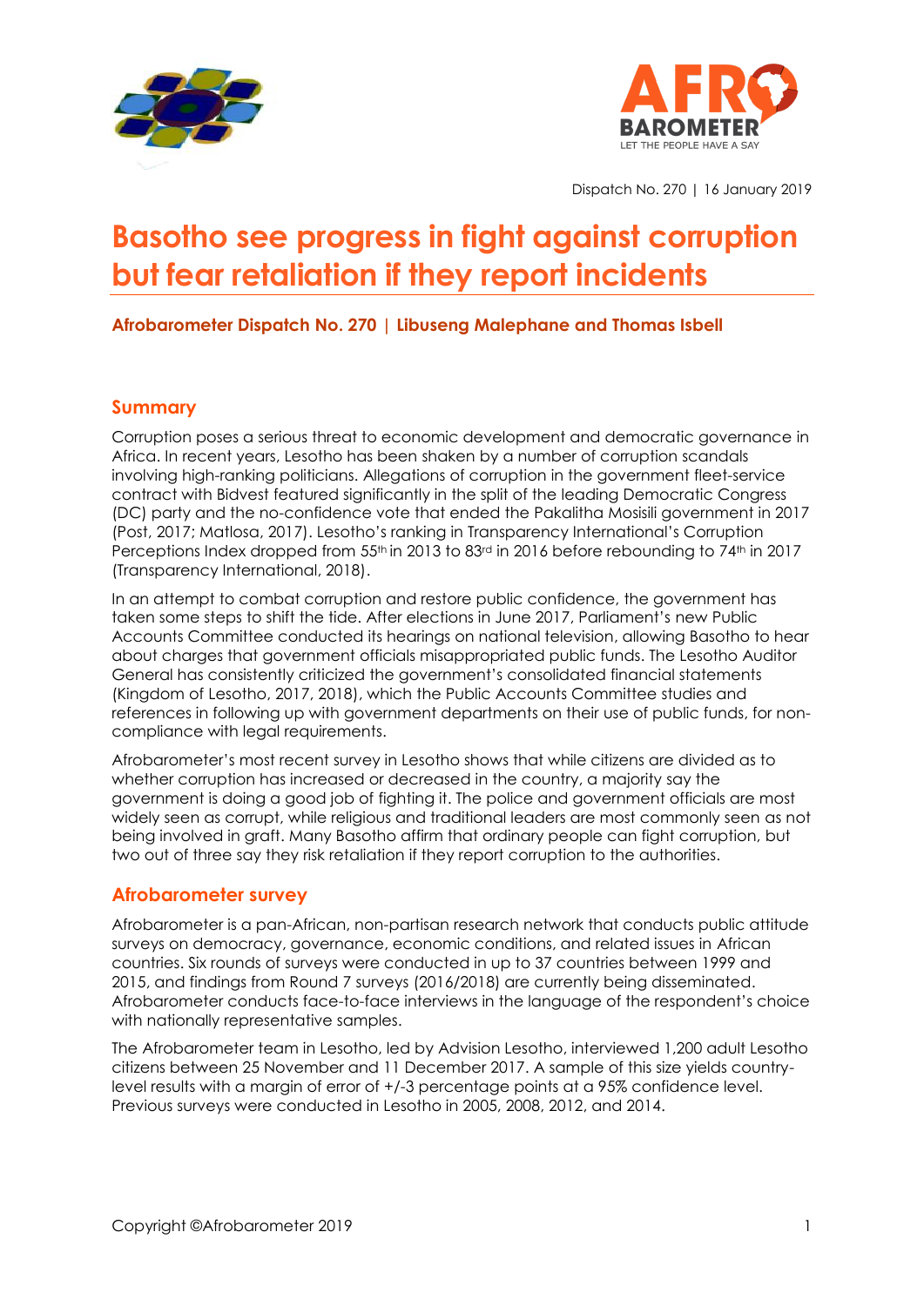Dispatch No. 270 | 16 January 2019

# Basotho see progress in fight against corruption but fear retaliation if they report incidents

**Afrobarometer Dispatch No. 270 | Libuseng Malephane and Thomas Isbell**

## Summary

Corruption poses a serious threat to economic development and democratic governance in Africa. In recent years, Lesotho has been shaken by a number of corruption scandals involving high-ranking politicians. Allegations of corruption in the government fleet-service contract with Bidvest featured significantly in the split of the leading Democratic Congress (DC) party and the no-confidence vote that ended the Pakalitha Mosisili government in 2017 (Post, 2017; Matlosa, 2017). Lesotho's ranking in Transparency International's Corruption Perceptions Index dropped from 55th in 2013 to 83rd in 2016 before rebounding to 74th in 2017 (Transparency International, 2018).

In an attempt to combat corruption and restore public confidence, the government has taken some steps to shift the tide. After elections in June 2017, Parliament's new Public Accounts Committee conducted its hearings on national television, allowing Basotho to hear about charges that government officials misappropriated public funds. The Lesotho Auditor General has consistently criticized the government's consolidated financial statements (Kingdom of Lesotho, 2017, 2018), which the Public Accounts Committee studies and references in following up with government departments on their use of public funds, for non-compliance with legal requirements.

Afrobarometer's most recent survey in Lesotho shows that while citizens are divided as to whether corruption has increased or decreased in the country, a majority say the government is doing a good job of fighting it. The police and government officials are most widely seen as corrupt, while religious and traditional leaders are most commonly seen as not being involved in graft. Many Basotho affirm that ordinary people can fight corruption, but two out of three say they risk retaliation if they report corruption to the authorities.

## Afrobarometer survey

Afrobarometer is a pan-African, non-partisan research network that conducts public attitude surveys on democracy, governance, economic conditions, and related issues in African countries. Six rounds of surveys were conducted in up to 37 countries between 1999 and 2015, and findings from Round 7 surveys (2016/2018) are currently being disseminated. Afrobarometer conducts face-to-face interviews in the language of the respondent's choice with nationally representative samples.

The Afrobarometer team in Lesotho, led by Advision Lesotho, interviewed 1,200 adult Lesotho citizens between 25 November and 11 December 2017. A sample of this size yields country-level results with a margin of error of +/-3 percentage points at a 95% confidence level. Previous surveys were conducted in Lesotho in 2005, 2008, 2012, and 2014.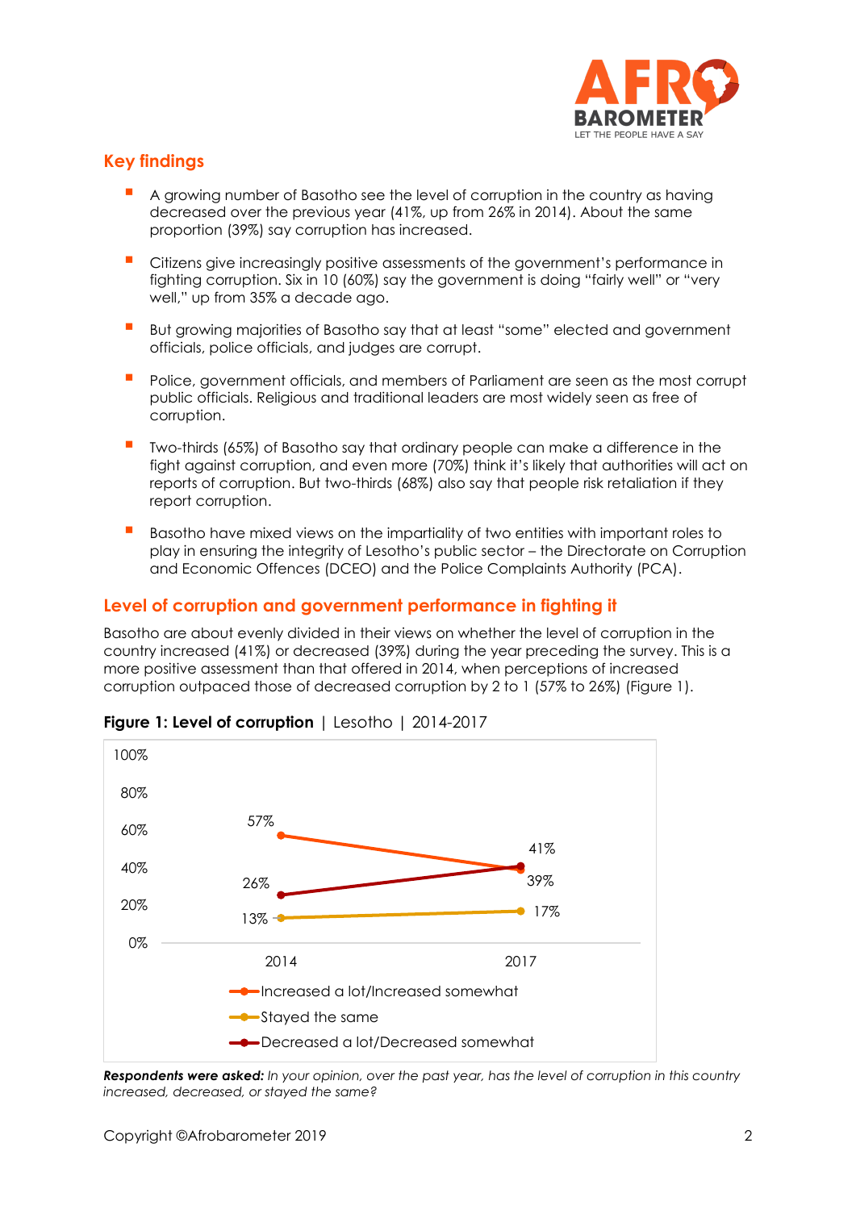## Key findings

- A growing number of Basotho see the level of corruption in the country as having decreased over the previous year (41%, up from 26% in 2014). About the same proportion (39%) say corruption has increased.
- Citizens give increasingly positive assessments of the government's performance in fighting corruption. Six in 10 (60%) say the government is doing "fairly well" or "very well," up from 35% a decade ago.
- But growing majorities of Basotho say that at least "some" elected and government officials, police officials, and judges are corrupt.
- Police, government officials, and members of Parliament are seen as the most corrupt public officials. Religious and traditional leaders are most widely seen as free of corruption.
- Two-thirds (65%) of Basotho say that ordinary people can make a difference in the fight against corruption, and even more (70%) think it's likely that authorities will act on reports of corruption. But two-thirds (68%) also say that people risk retaliation if they report corruption.
- Basotho have mixed views on the impartiality of two entities with important roles to play in ensuring the integrity of Lesotho's public sector – the Directorate on Corruption and Economic Offences (DCEO) and the Police Complaints Authority (PCA).

## Level of corruption and government performance in fighting it

Basotho are about evenly divided in their views on whether the level of corruption in the country increased (41%) or decreased (39%) during the year preceding the survey. This is a more positive assessment than that offered in 2014, when perceptions of increased corruption outpaced those of decreased corruption by 2 to 1 (57% to 26%) (Figure 1).

**Figure 1: Level of corruption** | Lesotho | 2014-2017

| | 2014 | 2017 |
|---|---|---|
| Increased a lot/Increased somewhat | 57% | 39% |
| Stayed the same | 13% | 17% |
| Decreased a lot/Decreased somewhat | 26% | 41% |

***Respondents were asked:*** *In your opinion, over the past year, has the level of corruption in this country increased, decreased, or stayed the same?*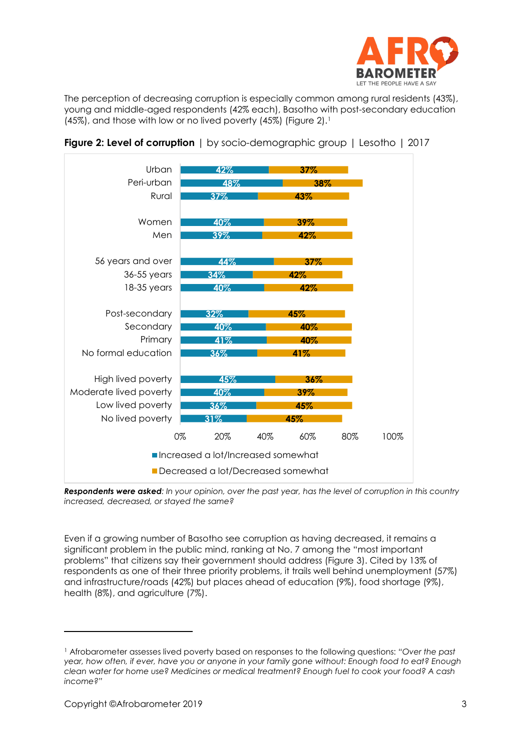The perception of decreasing corruption is especially common among rural residents (43%), young and middle-aged respondents (42% each), Basotho with post-secondary education (45%), and those with low or no lived poverty (45%) (Figure 2).[1]

**Figure 2: Level of corruption** | by socio-demographic group | Lesotho | 2017

| | Increased a lot/Increased somewhat | Decreased a lot/Decreased somewhat |
|---|---|---|
| Urban | 42% | 37% |
| Peri-urban | 48% | 38% |
| Rural | 37% | 43% |
| Women | 40% | 39% |
| Men | 39% | 42% |
| 56 years and over | 44% | 37% |
| 36-55 years | 34% | 42% |
| 18-35 years | 40% | 42% |
| Post-secondary | 32% | 45% |
| Secondary | 40% | 40% |
| Primary | 41% | 40% |
| No formal education | 36% | 41% |
| High lived poverty | 45% | 36% |
| Moderate lived poverty | 40% | 39% |
| Low lived poverty | 36% | 45% |
| No lived poverty | 31% | 45% |

***Respondents were asked****: In your opinion, over the past year, has the level of corruption in this country increased, decreased, or stayed the same?*

Even if a growing number of Basotho see corruption as having decreased, it remains a significant problem in the public mind, ranking at No. 7 among the "most important problems" that citizens say their government should address (Figure 3). Cited by 13% of respondents as one of their three priority problems, it trails well behind unemployment (57%) and infrastructure/roads (42%) but places ahead of education (9%), food shortage (9%), health (8%), and agriculture (7%).

[1] Afrobarometer assesses lived poverty based on responses to the following questions: *"Over the past year, how often, if ever, have you or anyone in your family gone without: Enough food to eat? Enough clean water for home use? Medicines or medical treatment? Enough fuel to cook your food? A cash income?"*

Copyright ©Afrobarometer 2019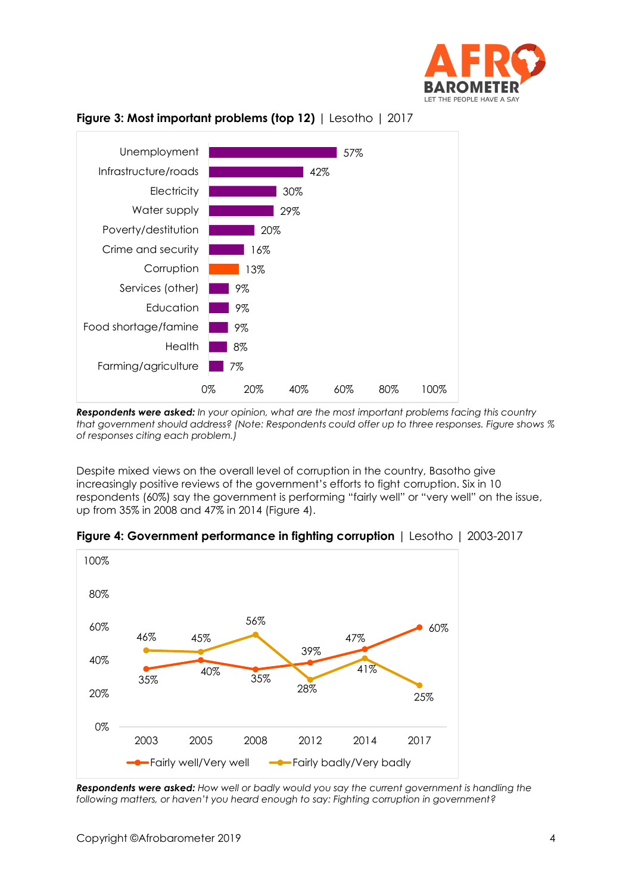**Figure 3: Most important problems (top 12)** | Lesotho | 2017

| Problem | % |
|---|---|
| Unemployment | 57% |
| Infrastructure/roads | 42% |
| Electricity | 30% |
| Water supply | 29% |
| Poverty/destitution | 20% |
| Crime and security | 16% |
| Corruption | 13% |
| Services (other) | 9% |
| Education | 9% |
| Food shortage/famine | 9% |
| Health | 8% |
| Farming/agriculture | 7% |

***Respondents were asked:*** *In your opinion, what are the most important problems facing this country that government should address? (Note: Respondents could offer up to three responses. Figure shows % of responses citing each problem.)*

Despite mixed views on the overall level of corruption in the country, Basotho give increasingly positive reviews of the government's efforts to fight corruption. Six in 10 respondents (60%) say the government is performing "fairly well" or "very well" on the issue, up from 35% in 2008 and 47% in 2014 (Figure 4).

**Figure 4: Government performance in fighting corruption** | Lesotho | 2003-2017

| | 2003 | 2005 | 2008 | 2012 | 2014 | 2017 |
|---|---|---|---|---|---|---|
| Fairly well/Very well | 35% | 40% | 35% | 39% | 47% | 60% |
| Fairly badly/Very badly | 46% | 45% | 56% | 28% | 41% | 25% |

***Respondents were asked:*** *How well or badly would you say the current government is handling the following matters, or haven't you heard enough to say: Fighting corruption in government?*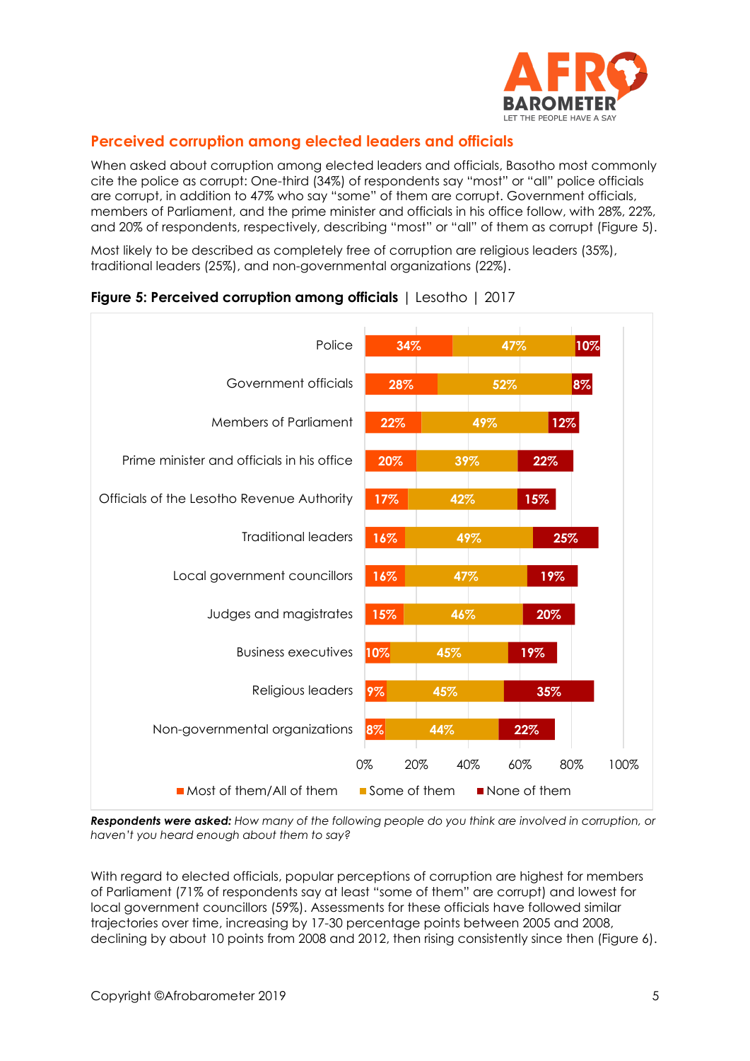## Perceived corruption among elected leaders and officials

When asked about corruption among elected leaders and officials, Basotho most commonly cite the police as corrupt: One-third (34%) of respondents say "most" or "all" police officials are corrupt, in addition to 47% who say "some" of them are corrupt. Government officials, members of Parliament, and the prime minister and officials in his office follow, with 28%, 22%, and 20% of respondents, respectively, describing "most" or "all" of them as corrupt (Figure 5).

Most likely to be described as completely free of corruption are religious leaders (35%), traditional leaders (25%), and non-governmental organizations (22%).

**Figure 5: Perceived corruption among officials** | Lesotho | 2017

| | Most of them/All of them | Some of them | None of them |
|---|---|---|---|
| Police | 34% | 47% | 10% |
| Government officials | 28% | 52% | 8% |
| Members of Parliament | 22% | 49% | 12% |
| Prime minister and officials in his office | 20% | 39% | 22% |
| Officials of the Lesotho Revenue Authority | 17% | 42% | 15% |
| Traditional leaders | 16% | 49% | 25% |
| Local government councillors | 16% | 47% | 19% |
| Judges and magistrates | 15% | 46% | 20% |
| Business executives | 10% | 45% | 19% |
| Religious leaders | 9% | 45% | 35% |
| Non-governmental organizations | 8% | 44% | 22% |

***Respondents were asked:*** *How many of the following people do you think are involved in corruption, or haven't you heard enough about them to say?*

With regard to elected officials, popular perceptions of corruption are highest for members of Parliament (71% of respondents say at least "some of them" are corrupt) and lowest for local government councillors (59%). Assessments for these officials have followed similar trajectories over time, increasing by 17-30 percentage points between 2005 and 2008, declining by about 10 points from 2008 and 2012, then rising consistently since then (Figure 6).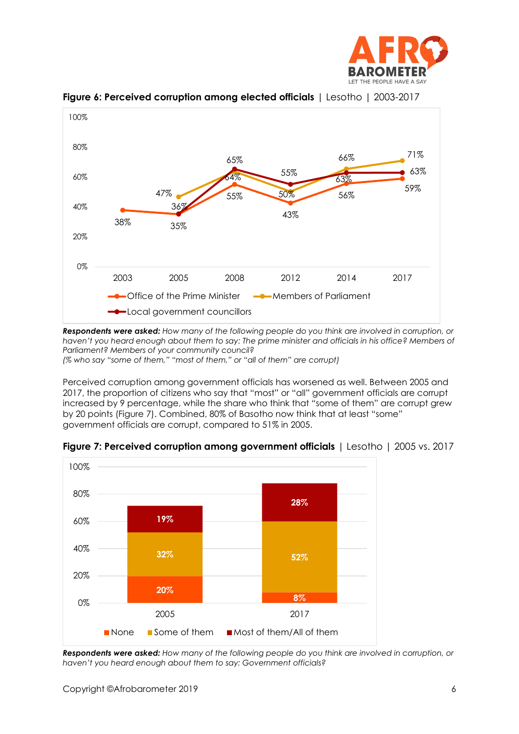**Figure 6: Perceived corruption among elected officials** | Lesotho | 2003-2017

***Respondents were asked:*** *How many of the following people do you think are involved in corruption, or haven't you heard enough about them to say: The prime minister and officials in his office? Members of Parliament? Members of your community council?*
*(% who say "some of them," "most of them," or "all of them" are corrupt)*

Perceived corruption among government officials has worsened as well. Between 2005 and 2017, the proportion of citizens who say that "most" or "all" government officials are corrupt increased by 9 percentage, while the share who think that "some of them" are corrupt grew by 20 points (Figure 7). Combined, 80% of Basotho now think that at least "some" government officials are corrupt, compared to 51% in 2005.

**Figure 7: Perceived corruption among government officials** | Lesotho | 2005 vs. 2017

***Respondents were asked:*** *How many of the following people do you think are involved in corruption, or haven't you heard enough about them to say: Government officials?*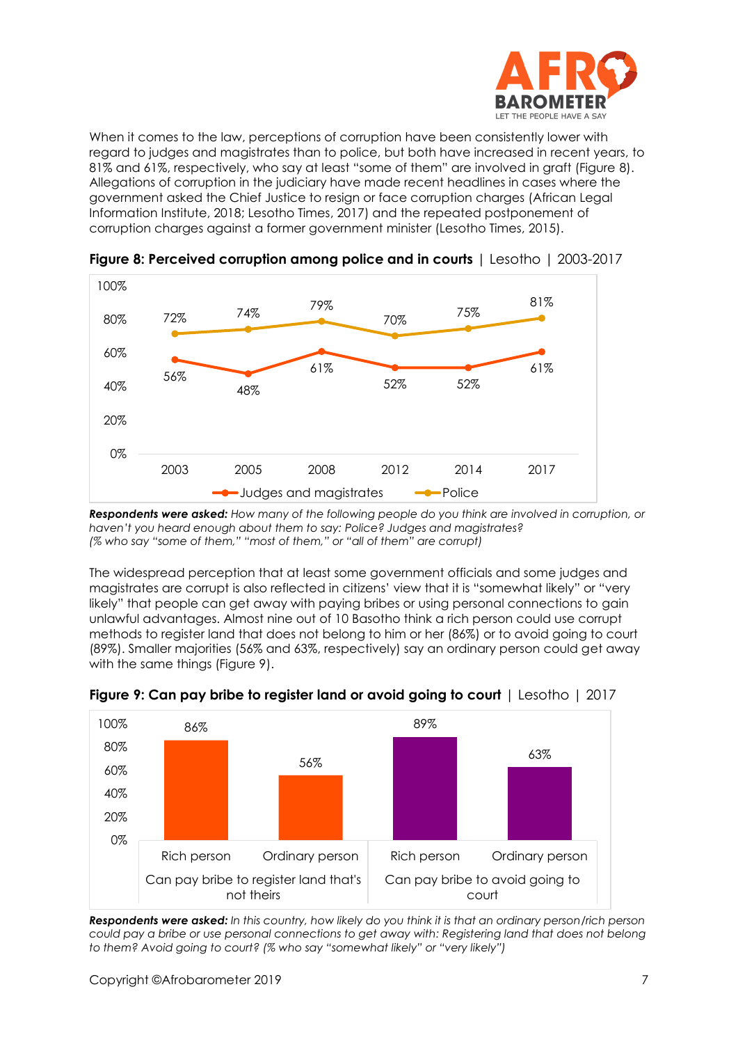When it comes to the law, perceptions of corruption have been consistently lower with regard to judges and magistrates than to police, but both have increased in recent years, to 81% and 61%, respectively, who say at least "some of them" are involved in graft (Figure 8). Allegations of corruption in the judiciary have made recent headlines in cases where the government asked the Chief Justice to resign or face corruption charges (African Legal Information Institute, 2018; Lesotho Times, 2017) and the repeated postponement of corruption charges against a former government minister (Lesotho Times, 2015).

**Figure 8: Perceived corruption among police and in courts** | Lesotho | 2003-2017

| | 2003 | 2005 | 2008 | 2012 | 2014 | 2017 |
|---|---|---|---|---|---|---|
| Judges and magistrates | 56% | 48% | 61% | 52% | 52% | 61% |
| Police | 72% | 74% | 79% | 70% | 75% | 81% |

***Respondents were asked:*** *How many of the following people do you think are involved in corruption, or haven't you heard enough about them to say: Police? Judges and magistrates? (% who say "some of them," "most of them," or "all of them" are corrupt)*

The widespread perception that at least some government officials and some judges and magistrates are corrupt is also reflected in citizens' view that it is "somewhat likely" or "very likely" that people can get away with paying bribes or using personal connections to gain unlawful advantages. Almost nine out of 10 Basotho think a rich person could use corrupt methods to register land that does not belong to him or her (86%) or to avoid going to court (89%). Smaller majorities (56% and 63%, respectively) say an ordinary person could get away with the same things (Figure 9).

**Figure 9: Can pay bribe to register land or avoid going to court** | Lesotho | 2017

| | Rich person | Ordinary person |
|---|---|---|
| Can pay bribe to register land that's not theirs | 86% | 56% |
| Can pay bribe to avoid going to court | 89% | 63% |

***Respondents were asked:*** *In this country, how likely do you think it is that an ordinary person/rich person could pay a bribe or use personal connections to get away with: Registering land that does not belong to them? Avoid going to court? (% who say "somewhat likely" or "very likely")*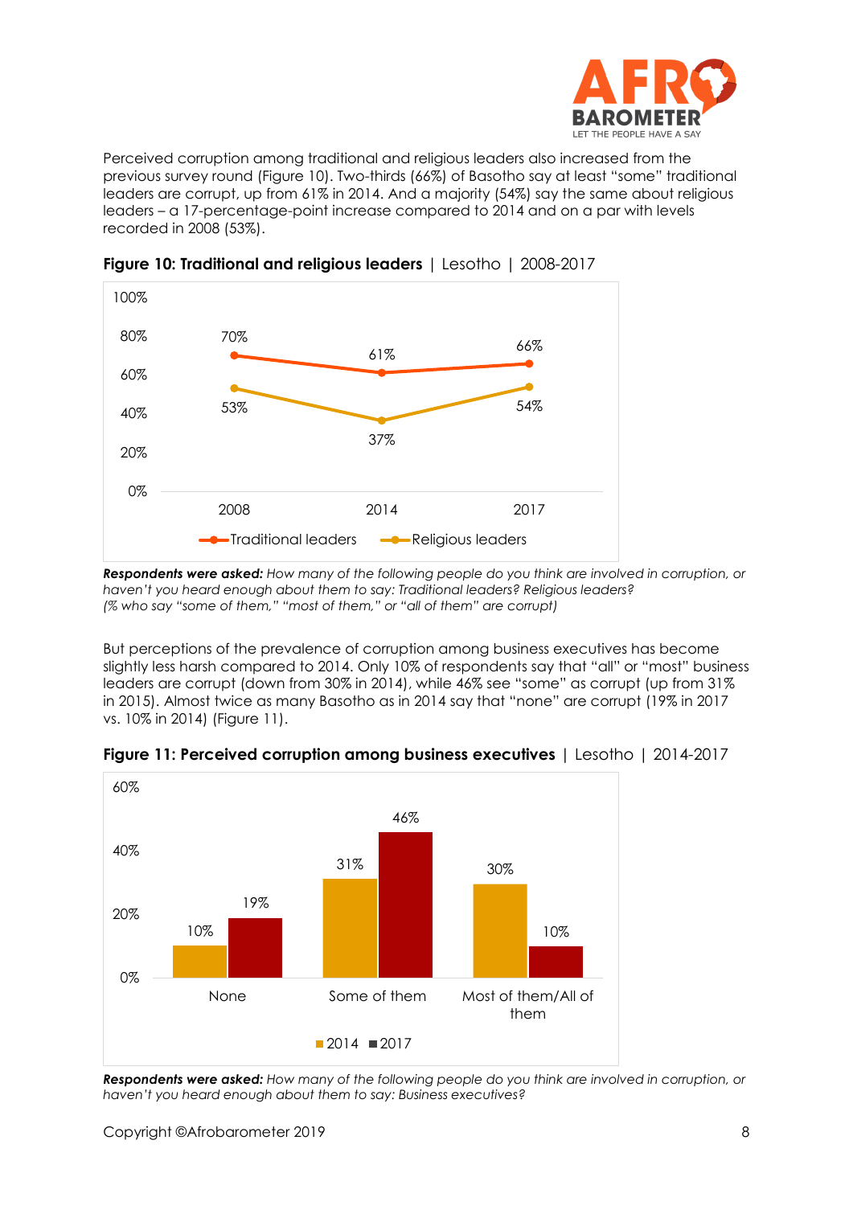Perceived corruption among traditional and religious leaders also increased from the previous survey round (Figure 10). Two-thirds (66%) of Basotho say at least "some" traditional leaders are corrupt, up from 61% in 2014. And a majority (54%) say the same about religious leaders – a 17-percentage-point increase compared to 2014 and on a par with levels recorded in 2008 (53%).

**Figure 10: Traditional and religious leaders** | Lesotho | 2008-2017

| | 2008 | 2014 | 2017 |
|---|---|---|---|
| Traditional leaders | 70% | 61% | 66% |
| Religious leaders | 53% | 37% | 54% |

***Respondents were asked:*** *How many of the following people do you think are involved in corruption, or haven't you heard enough about them to say: Traditional leaders? Religious leaders?*
*(% who say "some of them," "most of them," or "all of them" are corrupt)*

But perceptions of the prevalence of corruption among business executives has become slightly less harsh compared to 2014. Only 10% of respondents say that "all" or "most" business leaders are corrupt (down from 30% in 2014), while 46% see "some" as corrupt (up from 31% in 2015). Almost twice as many Basotho as in 2014 say that "none" are corrupt (19% in 2017 vs. 10% in 2014) (Figure 11).

**Figure 11: Perceived corruption among business executives** | Lesotho | 2014-2017

| | 2014 | 2017 |
|---|---|---|
| None | 10% | 19% |
| Some of them | 31% | 46% |
| Most of them/All of them | 30% | 10% |

***Respondents were asked:*** *How many of the following people do you think are involved in corruption, or haven't you heard enough about them to say: Business executives?*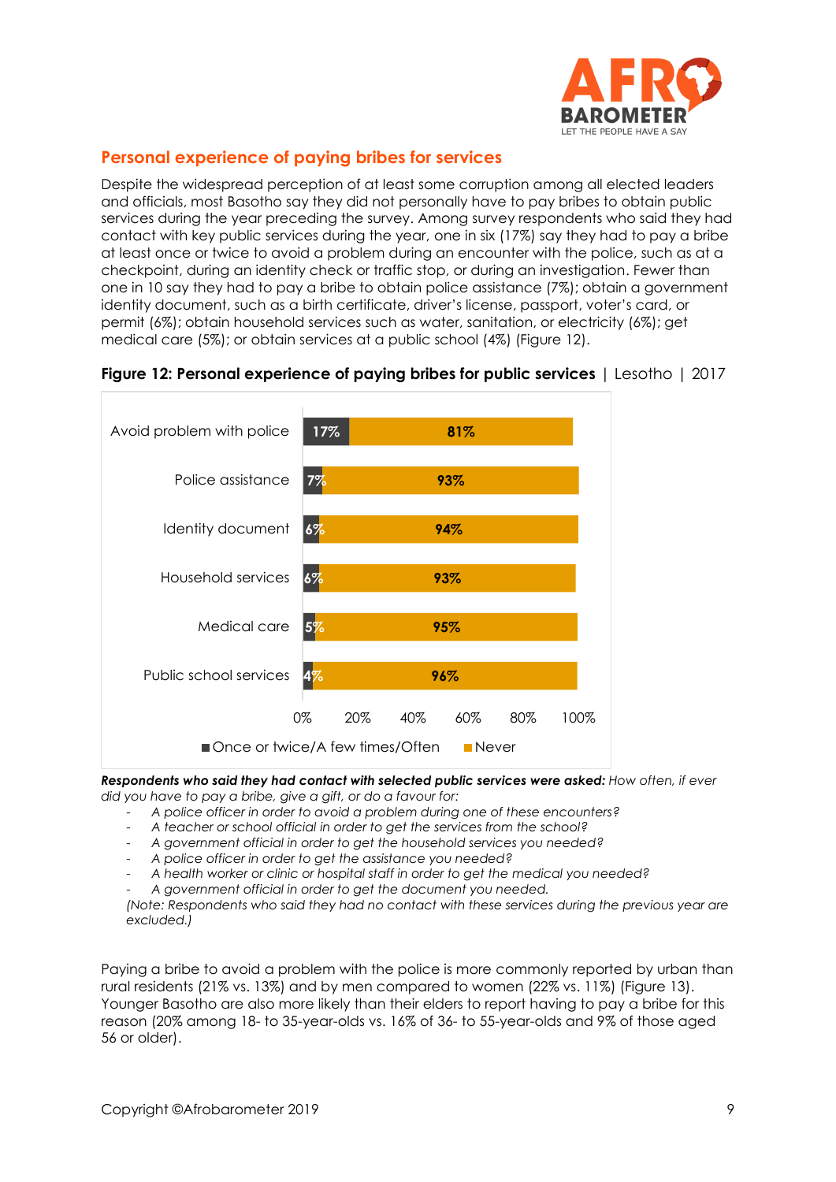## Personal experience of paying bribes for services

Despite the widespread perception of at least some corruption among all elected leaders and officials, most Basotho say they did not personally have to pay bribes to obtain public services during the year preceding the survey. Among survey respondents who said they had contact with key public services during the year, one in six (17%) say they had to pay a bribe at least once or twice to avoid a problem during an encounter with the police, such as at a checkpoint, during an identity check or traffic stop, or during an investigation. Fewer than one in 10 say they had to pay a bribe to obtain police assistance (7%); obtain a government identity document, such as a birth certificate, driver's license, passport, voter's card, or permit (6%); obtain household services such as water, sanitation, or electricity (6%); get medical care (5%); or obtain services at a public school (4%) (Figure 12).

**Figure 12: Personal experience of paying bribes for public services** | Lesotho | 2017

| | Once or twice/A few times/Often | Never |
|---|---|---|
| Avoid problem with police | 17% | 81% |
| Police assistance | 7% | 93% |
| Identity document | 6% | 94% |
| Household services | 6% | 93% |
| Medical care | 5% | 95% |
| Public school services | 4% | 96% |

***Respondents who said they had contact with selected public services were asked:*** *How often, if ever did you have to pay a bribe, give a gift, or do a favour for:*

- *A police officer in order to avoid a problem during one of these encounters?*
- *A teacher or school official in order to get the services from the school?*
- *A government official in order to get the household services you needed?*
- *A police officer in order to get the assistance you needed?*
- *A health worker or clinic or hospital staff in order to get the medical you needed?*
- *A government official in order to get the document you needed.*

*(Note: Respondents who said they had no contact with these services during the previous year are excluded.)*

Paying a bribe to avoid a problem with the police is more commonly reported by urban than rural residents (21% vs. 13%) and by men compared to women (22% vs. 11%) (Figure 13). Younger Basotho are also more likely than their elders to report having to pay a bribe for this reason (20% among 18- to 35-year-olds vs. 16% of 36- to 55-year-olds and 9% of those aged 56 or older).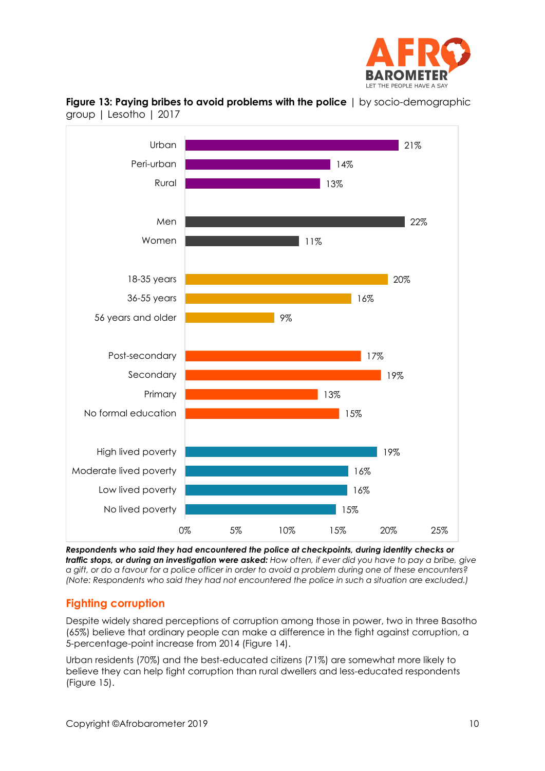**Figure 13: Paying bribes to avoid problems with the police** | by socio-demographic group | Lesotho | 2017

| Group | % |
|---|---|
| Urban | 21% |
| Peri-urban | 14% |
| Rural | 13% |
| Men | 22% |
| Women | 11% |
| 18-35 years | 20% |
| 36-55 years | 16% |
| 56 years and older | 9% |
| Post-secondary | 17% |
| Secondary | 19% |
| Primary | 13% |
| No formal education | 15% |
| High lived poverty | 19% |
| Moderate lived poverty | 16% |
| Low lived poverty | 16% |
| No lived poverty | 15% |

***Respondents who said they had encountered the police at checkpoints, during identity checks or traffic stops, or during an investigation were asked:*** *How often, if ever did you have to pay a bribe, give a gift, or do a favour for a police officer in order to avoid a problem during one of these encounters? (Note: Respondents who said they had not encountered the police in such a situation are excluded.)*

## Fighting corruption

Despite widely shared perceptions of corruption among those in power, two in three Basotho (65%) believe that ordinary people can make a difference in the fight against corruption, a 5-percentage-point increase from 2014 (Figure 14).

Urban residents (70%) and the best-educated citizens (71%) are somewhat more likely to believe they can help fight corruption than rural dwellers and less-educated respondents (Figure 15).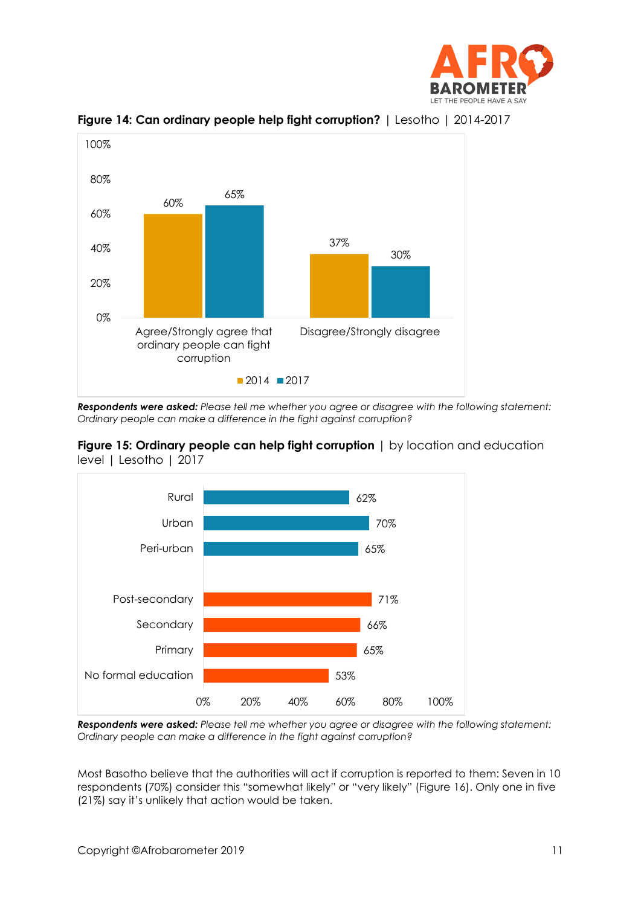**Figure 14: Can ordinary people help fight corruption?** | Lesotho | 2014-2017

| | 2014 | 2017 |
|---|---|---|
| Agree/Strongly agree that ordinary people can fight corruption | 60% | 65% |
| Disagree/Strongly disagree | 37% | 30% |

***Respondents were asked:*** *Please tell me whether you agree or disagree with the following statement: Ordinary people can make a difference in the fight against corruption?*

**Figure 15: Ordinary people can help fight corruption** | by location and education level | Lesotho | 2017

| | |
|---|---|
| Rural | 62% |
| Urban | 70% |
| Peri-urban | 65% |
| Post-secondary | 71% |
| Secondary | 66% |
| Primary | 65% |
| No formal education | 53% |

***Respondents were asked:*** *Please tell me whether you agree or disagree with the following statement: Ordinary people can make a difference in the fight against corruption?*

Most Basotho believe that the authorities will act if corruption is reported to them: Seven in 10 respondents (70%) consider this "somewhat likely" or "very likely" (Figure 16). Only one in five (21%) say it's unlikely that action would be taken.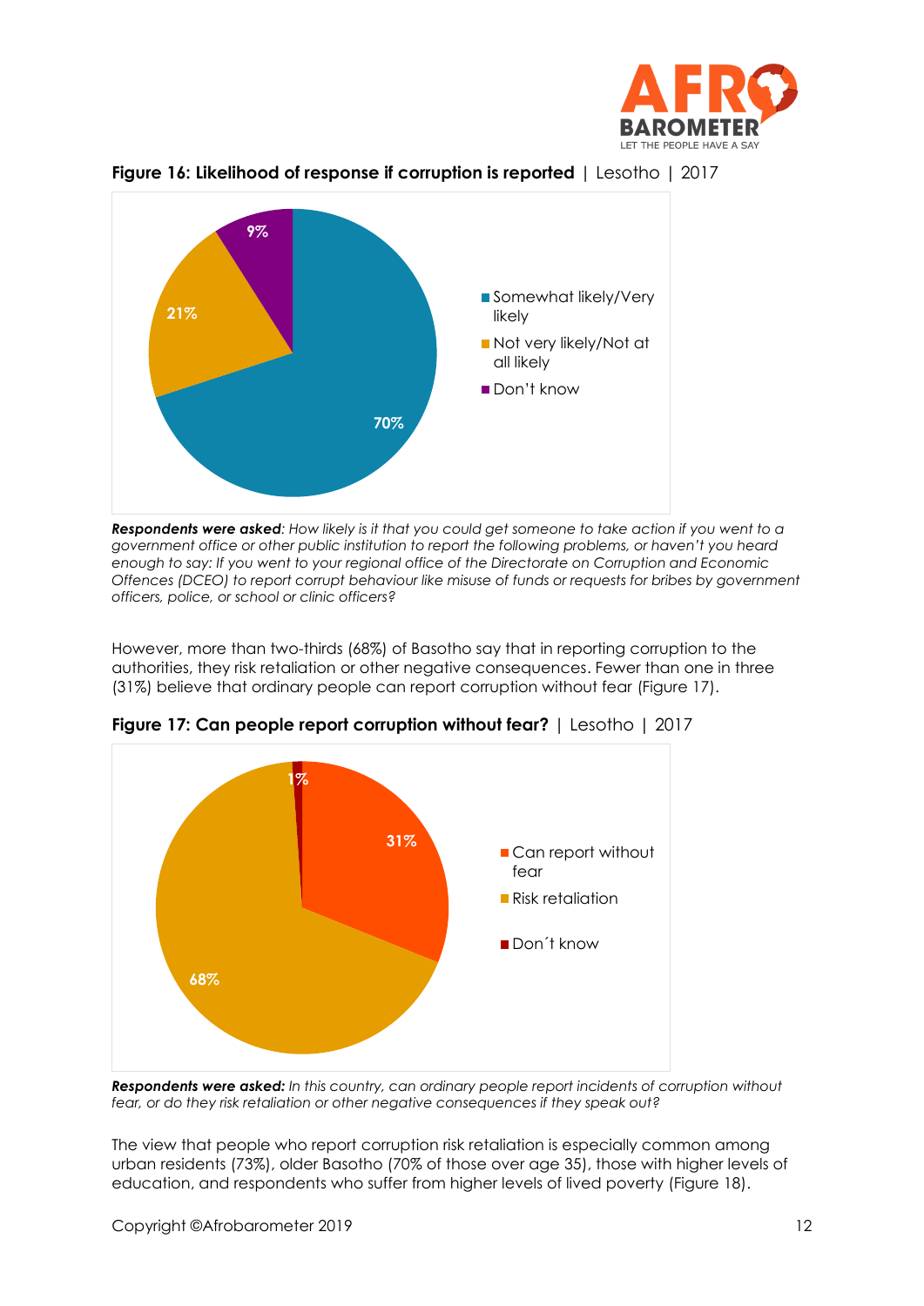**Figure 16: Likelihood of response if corruption is reported** | Lesotho | 2017

| Response | Percentage |
|---|---|
| Somewhat likely/Very likely | 70% |
| Not very likely/Not at all likely | 21% |
| Don't know | 9% |

***Respondents were asked**: How likely is it that you could get someone to take action if you went to a government office or other public institution to report the following problems, or haven't you heard enough to say: If you went to your regional office of the Directorate on Corruption and Economic Offences (DCEO) to report corrupt behaviour like misuse of funds or requests for bribes by government officers, police, or school or clinic officers?*

However, more than two-thirds (68%) of Basotho say that in reporting corruption to the authorities, they risk retaliation or other negative consequences. Fewer than one in three (31%) believe that ordinary people can report corruption without fear (Figure 17).

**Figure 17: Can people report corruption without fear?** | Lesotho | 2017

| Response | Percentage |
|---|---|
| Can report without fear | 31% |
| Risk retaliation | 68% |
| Don´t know | 1% |

***Respondents were asked:** In this country, can ordinary people report incidents of corruption without fear, or do they risk retaliation or other negative consequences if they speak out?*

The view that people who report corruption risk retaliation is especially common among urban residents (73%), older Basotho (70% of those over age 35), those with higher levels of education, and respondents who suffer from higher levels of lived poverty (Figure 18).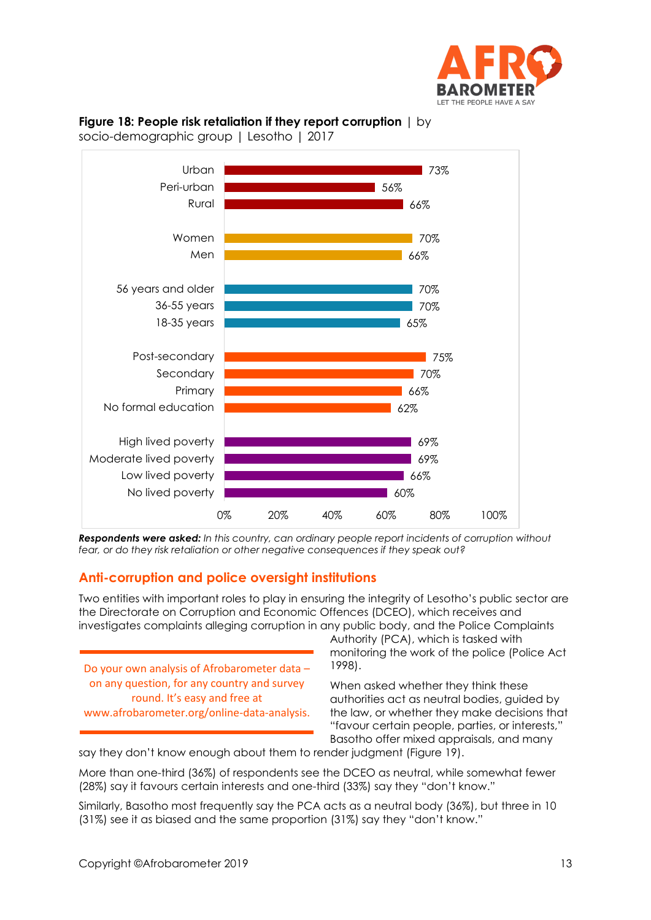**Figure 18: People risk retaliation if they report corruption** | by socio-demographic group | Lesotho | 2017

| Group | % |
|---|---|
| Urban | 73% |
| Peri-urban | 56% |
| Rural | 66% |
| Women | 70% |
| Men | 66% |
| 56 years and older | 70% |
| 36-55 years | 70% |
| 18-35 years | 65% |
| Post-secondary | 75% |
| Secondary | 70% |
| Primary | 66% |
| No formal education | 62% |
| High lived poverty | 69% |
| Moderate lived poverty | 69% |
| Low lived poverty | 66% |
| No lived poverty | 60% |

***Respondents were asked:*** *In this country, can ordinary people report incidents of corruption without fear, or do they risk retaliation or other negative consequences if they speak out?*

## Anti-corruption and police oversight institutions

Two entities with important roles to play in ensuring the integrity of Lesotho's public sector are the Directorate on Corruption and Economic Offences (DCEO), which receives and investigates complaints alleging corruption in any public body, and the Police Complaints Authority (PCA), which is tasked with monitoring the work of the police (Police Act 1998).

When asked whether they think these authorities act as neutral bodies, guided by the law, or whether they make decisions that "favour certain people, parties, or interests," Basotho offer mixed appraisals, and many say they don't know enough about them to render judgment (Figure 19).

More than one-third (36%) of respondents see the DCEO as neutral, while somewhat fewer (28%) say it favours certain interests and one-third (33%) say they "don't know."

Similarly, Basotho most frequently say the PCA acts as a neutral body (36%), but three in 10 (31%) see it as biased and the same proportion (31%) say they "don't know."

Do your own analysis of Afrobarometer data – on any question, for any country and survey round. It's easy and free at www.afrobarometer.org/online-data-analysis.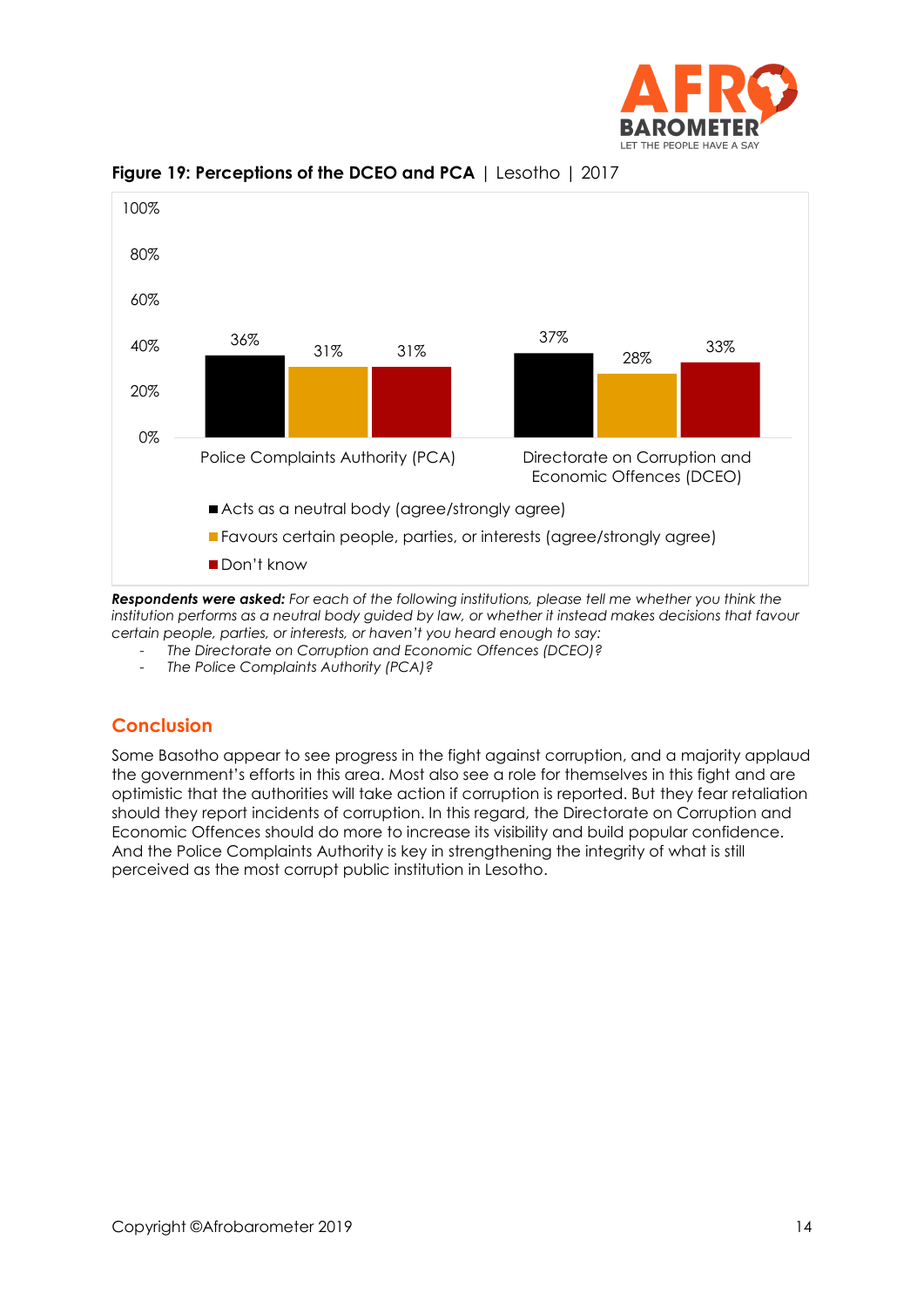**Figure 19: Perceptions of the DCEO and PCA** | Lesotho | 2017

| | Acts as a neutral body (agree/strongly agree) | Favours certain people, parties, or interests (agree/strongly agree) | Don't know |
|---|---|---|---|
| Police Complaints Authority (PCA) | 36% | 31% | 31% |
| Directorate on Corruption and Economic Offences (DCEO) | 37% | 28% | 33% |

***Respondents were asked:*** *For each of the following institutions, please tell me whether you think the institution performs as a neutral body guided by law, or whether it instead makes decisions that favour certain people, parties, or interests, or haven't you heard enough to say:*

- *The Directorate on Corruption and Economic Offences (DCEO)?*
- *The Police Complaints Authority (PCA)?*

## Conclusion

Some Basotho appear to see progress in the fight against corruption, and a majority applaud the government's efforts in this area. Most also see a role for themselves in this fight and are optimistic that the authorities will take action if corruption is reported. But they fear retaliation should they report incidents of corruption. In this regard, the Directorate on Corruption and Economic Offences should do more to increase its visibility and build popular confidence. And the Police Complaints Authority is key in strengthening the integrity of what is still perceived as the most corrupt public institution in Lesotho.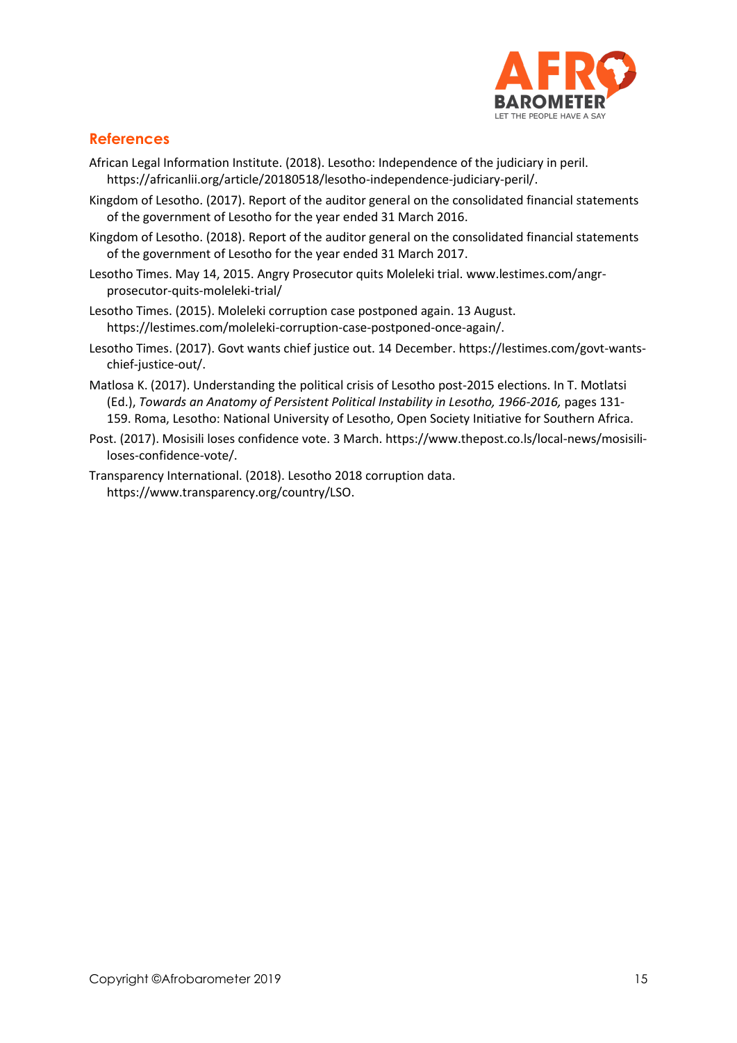## References

African Legal Information Institute. (2018). Lesotho: Independence of the judiciary in peril. https://africanlii.org/article/20180518/lesotho-independence-judiciary-peril/.

Kingdom of Lesotho. (2017). Report of the auditor general on the consolidated financial statements of the government of Lesotho for the year ended 31 March 2016.

Kingdom of Lesotho. (2018). Report of the auditor general on the consolidated financial statements of the government of Lesotho for the year ended 31 March 2017.

Lesotho Times. May 14, 2015. Angry Prosecutor quits Moleleki trial. www.lestimes.com/angr-prosecutor-quits-moleleki-trial/

Lesotho Times. (2015). Moleleki corruption case postponed again. 13 August. https://lestimes.com/moleleki-corruption-case-postponed-once-again/.

Lesotho Times. (2017). Govt wants chief justice out. 14 December. https://lestimes.com/govt-wants-chief-justice-out/.

Matlosa K. (2017). Understanding the political crisis of Lesotho post-2015 elections. In T. Motlatsi (Ed.), *Towards an Anatomy of Persistent Political Instability in Lesotho, 1966-2016,* pages 131-159. Roma, Lesotho: National University of Lesotho, Open Society Initiative for Southern Africa.

Post. (2017). Mosisili loses confidence vote. 3 March. https://www.thepost.co.ls/local-news/mosisili-loses-confidence-vote/.

Transparency International. (2018). Lesotho 2018 corruption data. https://www.transparency.org/country/LSO.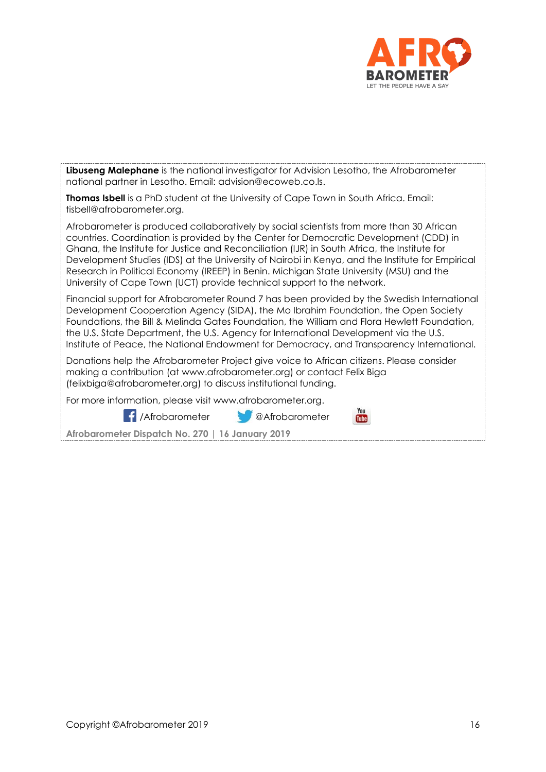**Libuseng Malephane** is the national investigator for Advision Lesotho, the Afrobarometer national partner in Lesotho. Email: advision@ecoweb.co.ls.

**Thomas Isbell** is a PhD student at the University of Cape Town in South Africa. Email: tisbell@afrobarometer.org.

Afrobarometer is produced collaboratively by social scientists from more than 30 African countries. Coordination is provided by the Center for Democratic Development (CDD) in Ghana, the Institute for Justice and Reconciliation (IJR) in South Africa, the Institute for Development Studies (IDS) at the University of Nairobi in Kenya, and the Institute for Empirical Research in Political Economy (IREEP) in Benin. Michigan State University (MSU) and the University of Cape Town (UCT) provide technical support to the network.

Financial support for Afrobarometer Round 7 has been provided by the Swedish International Development Cooperation Agency (SIDA), the Mo Ibrahim Foundation, the Open Society Foundations, the Bill & Melinda Gates Foundation, the William and Flora Hewlett Foundation, the U.S. State Department, the U.S. Agency for International Development via the U.S. Institute of Peace, the National Endowment for Democracy, and Transparency International.

Donations help the Afrobarometer Project give voice to African citizens. Please consider making a contribution (at www.afrobarometer.org) or contact Felix Biga (felixbiga@afrobarometer.org) to discuss institutional funding.

For more information, please visit www.afrobarometer.org.

/Afrobarometer @Afrobarometer

**Afrobarometer Dispatch No. 270 | 16 January 2019**

Copyright ©Afrobarometer 2019